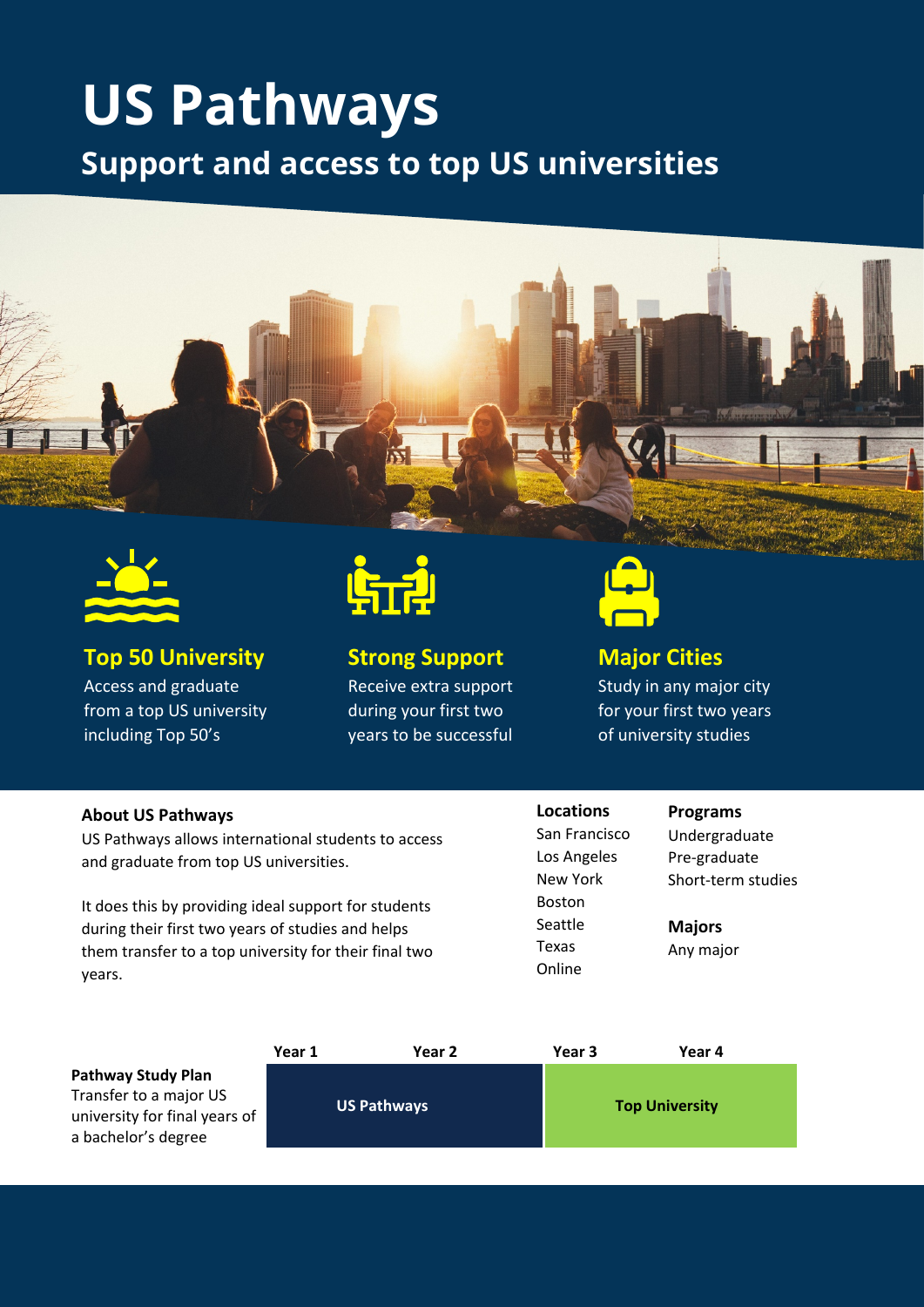# US Pathways

## Support and access to top US universities

### Top 50 University

Access and graduate from a top US university including Top 50's

### Strong Support

Receive extra support during your first two years to be successful

### Major Cities

Study in any major city for your first two years of university studies

**About US Pathways**

US Pathways allows international students to access and graduate from top US universities.

It does this by providing ideal support for students during their first two years of studies and helps them transfer to a top university for their final two years.

**Locations**

San Francisco
Los Angeles
New York
Boston
Seattle
Texas
Online

**Programs**

Undergraduate
Pre-graduate
Short-term studies

**Majors**

Any major

**Pathway Study Plan**
Transfer to a major US university for final years of a bachelor's degree

| Year 1 | Year 2 | Year 3 | Year 4 |
|---|---|---|---|
| US Pathways | | Top University | |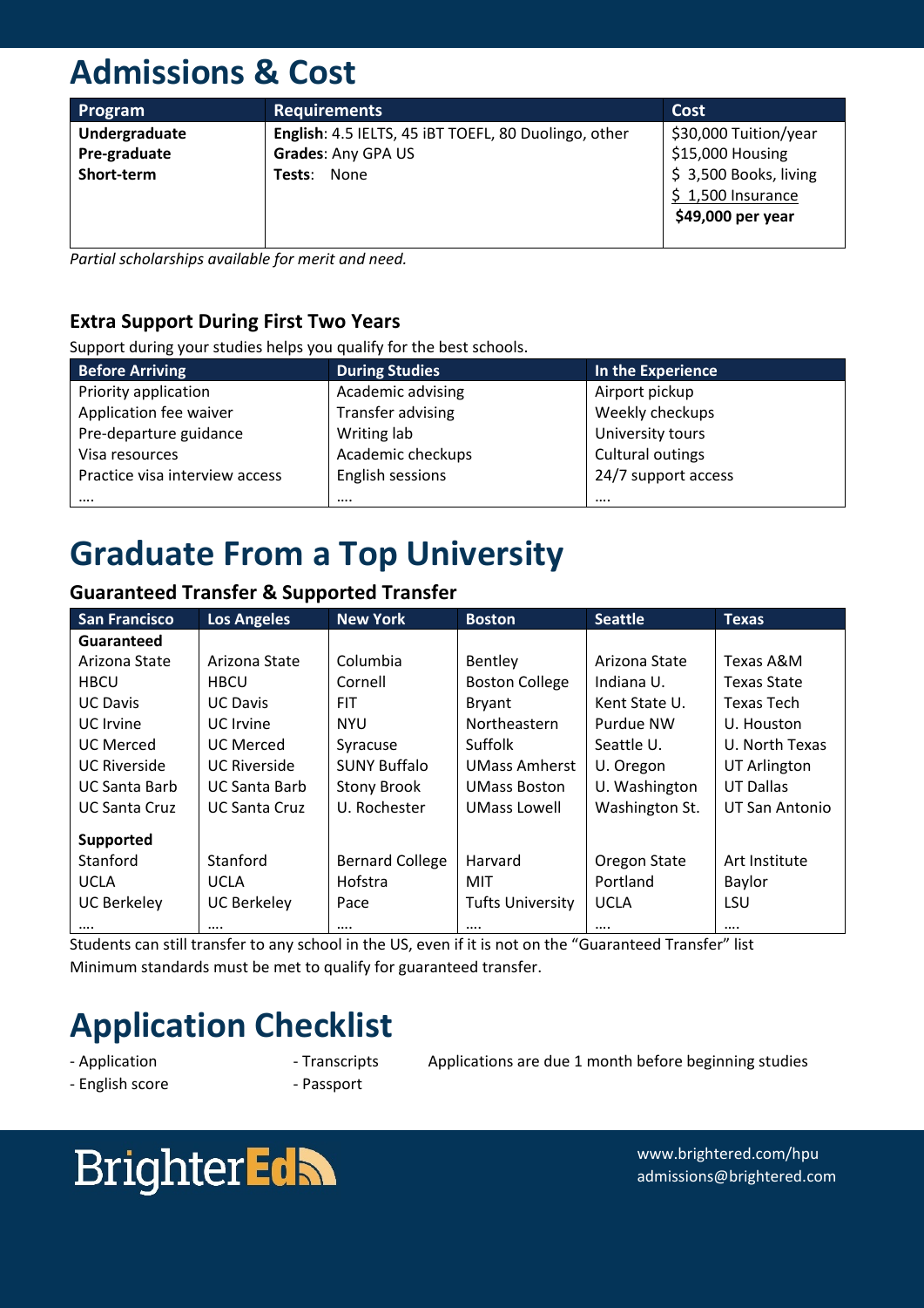# Admissions & Cost

| Program | Requirements | Cost |
|---|---|---|
| **Undergraduate**<br>**Pre-graduate**<br>**Short-term** | **English**: 4.5 IELTS, 45 iBT TOEFL, 80 Duolingo, other<br>**Grades**: Any GPA US<br>**Tests**: None | $30,000 Tuition/year<br>$15,000 Housing<br>$ 3,500 Books, living<br>$ 1,500 Insurance<br>**$49,000 per year** |

*Partial scholarships available for merit and need.*

### Extra Support During First Two Years

Support during your studies helps you qualify for the best schools.

| Before Arriving | During Studies | In the Experience |
|---|---|---|
| Priority application | Academic advising | Airport pickup |
| Application fee waiver | Transfer advising | Weekly checkups |
| Pre-departure guidance | Writing lab | University tours |
| Visa resources | Academic checkups | Cultural outings |
| Practice visa interview access | English sessions | 24/7 support access |
| …. | …. | …. |

# Graduate From a Top University

### Guaranteed Transfer & Supported Transfer

| San Francisco | Los Angeles | New York | Boston | Seattle | Texas |
|---|---|---|---|---|---|
| **Guaranteed** | | | | | |
| Arizona State | Arizona State | Columbia | Bentley | Arizona State | Texas A&M |
| HBCU | HBCU | Cornell | Boston College | Indiana U. | Texas State |
| UC Davis | UC Davis | FIT | Bryant | Kent State U. | Texas Tech |
| UC Irvine | UC Irvine | NYU | Northeastern | Purdue NW | U. Houston |
| UC Merced | UC Merced | Syracuse | Suffolk | Seattle U. | U. North Texas |
| UC Riverside | UC Riverside | SUNY Buffalo | UMass Amherst | U. Oregon | UT Arlington |
| UC Santa Barb | UC Santa Barb | Stony Brook | UMass Boston | U. Washington | UT Dallas |
| UC Santa Cruz | UC Santa Cruz | U. Rochester | UMass Lowell | Washington St. | UT San Antonio |
| **Supported** | | | | | |
| Stanford | Stanford | Bernard College | Harvard | Oregon State | Art Institute |
| UCLA | UCLA | Hofstra | MIT | Portland | Baylor |
| UC Berkeley | UC Berkeley | Pace | Tufts University | UCLA | LSU |
| …. | …. | …. | …. | …. | …. |

Students can still transfer to any school in the US, even if it is not on the "Guaranteed Transfer" list

Minimum standards must be met to qualify for guaranteed transfer.

# Application Checklist

- Application
- English score
- Transcripts
- Passport

Applications are due 1 month before beginning studies

BrighterEd

www.brightered.com/hpu
admissions@brightered.com